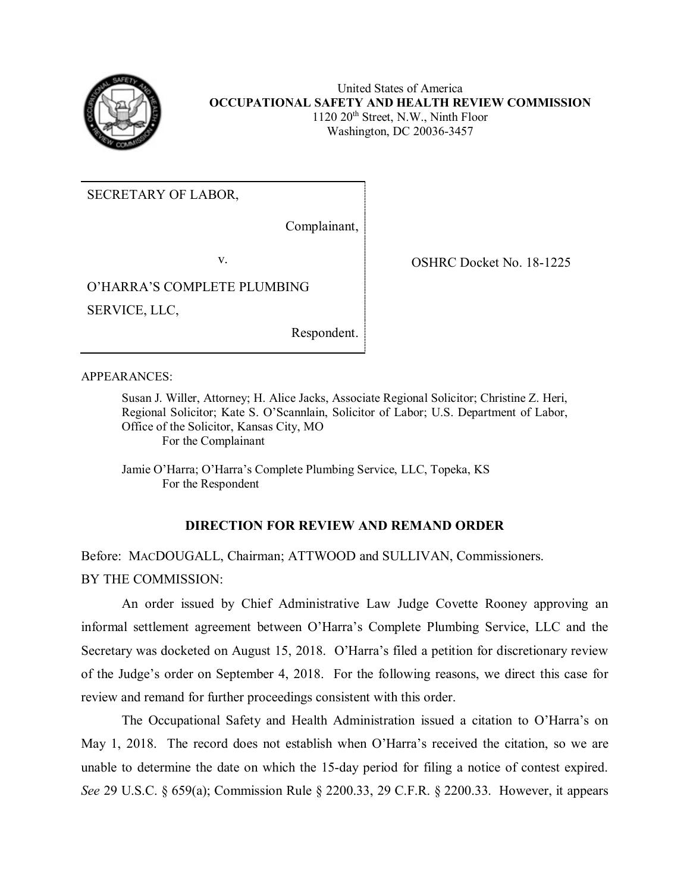United States of America
**OCCUPATIONAL SAFETY AND HEALTH REVIEW COMMISSION**
1120 20th Street, N.W., Ninth Floor
Washington, DC 20036-3457

SECRETARY OF LABOR,

Complainant,

v.

O'HARRA'S COMPLETE PLUMBING SERVICE, LLC,

Respondent.

OSHRC Docket No. 18-1225

APPEARANCES:

Susan J. Willer, Attorney; H. Alice Jacks, Associate Regional Solicitor; Christine Z. Heri, Regional Solicitor; Kate S. O'Scannlain, Solicitor of Labor; U.S. Department of Labor, Office of the Solicitor, Kansas City, MO
For the Complainant

Jamie O'Harra; O'Harra's Complete Plumbing Service, LLC, Topeka, KS
For the Respondent

## DIRECTION FOR REVIEW AND REMAND ORDER

Before: MACDOUGALL, Chairman; ATTWOOD and SULLIVAN, Commissioners.

BY THE COMMISSION:

An order issued by Chief Administrative Law Judge Covette Rooney approving an informal settlement agreement between O'Harra's Complete Plumbing Service, LLC and the Secretary was docketed on August 15, 2018. O'Harra's filed a petition for discretionary review of the Judge's order on September 4, 2018. For the following reasons, we direct this case for review and remand for further proceedings consistent with this order.

The Occupational Safety and Health Administration issued a citation to O'Harra's on May 1, 2018. The record does not establish when O'Harra's received the citation, so we are unable to determine the date on which the 15-day period for filing a notice of contest expired. *See* 29 U.S.C. § 659(a); Commission Rule § 2200.33, 29 C.F.R. § 2200.33. However, it appears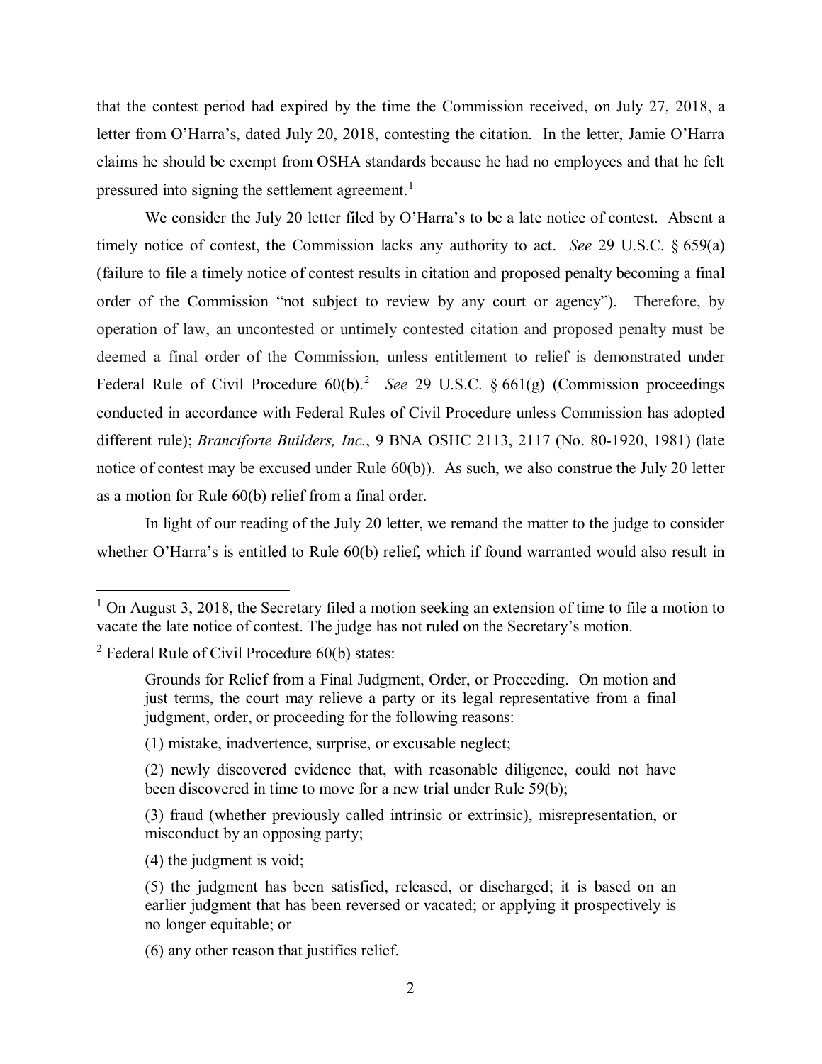that the contest period had expired by the time the Commission received, on July 27, 2018, a letter from O'Harra's, dated July 20, 2018, contesting the citation. In the letter, Jamie O'Harra claims he should be exempt from OSHA standards because he had no employees and that he felt pressured into signing the settlement agreement.[1]

We consider the July 20 letter filed by O'Harra's to be a late notice of contest. Absent a timely notice of contest, the Commission lacks any authority to act. *See* 29 U.S.C. § 659(a) (failure to file a timely notice of contest results in citation and proposed penalty becoming a final order of the Commission "not subject to review by any court or agency"). Therefore, by operation of law, an uncontested or untimely contested citation and proposed penalty must be deemed a final order of the Commission, unless entitlement to relief is demonstrated under Federal Rule of Civil Procedure 60(b).[2] *See* 29 U.S.C. § 661(g) (Commission proceedings conducted in accordance with Federal Rules of Civil Procedure unless Commission has adopted different rule); *Branciforte Builders, Inc.*, 9 BNA OSHC 2113, 2117 (No. 80-1920, 1981) (late notice of contest may be excused under Rule 60(b)). As such, we also construe the July 20 letter as a motion for Rule 60(b) relief from a final order.

In light of our reading of the July 20 letter, we remand the matter to the judge to consider whether O'Harra's is entitled to Rule 60(b) relief, which if found warranted would also result in

---

[1] On August 3, 2018, the Secretary filed a motion seeking an extension of time to file a motion to vacate the late notice of contest. The judge has not ruled on the Secretary's motion.

[2] Federal Rule of Civil Procedure 60(b) states:

> Grounds for Relief from a Final Judgment, Order, or Proceeding. On motion and just terms, the court may relieve a party or its legal representative from a final judgment, order, or proceeding for the following reasons:
>
> (1) mistake, inadvertence, surprise, or excusable neglect;
>
> (2) newly discovered evidence that, with reasonable diligence, could not have been discovered in time to move for a new trial under Rule 59(b);
>
> (3) fraud (whether previously called intrinsic or extrinsic), misrepresentation, or misconduct by an opposing party;
>
> (4) the judgment is void;
>
> (5) the judgment has been satisfied, released, or discharged; it is based on an earlier judgment that has been reversed or vacated; or applying it prospectively is no longer equitable; or
>
> (6) any other reason that justifies relief.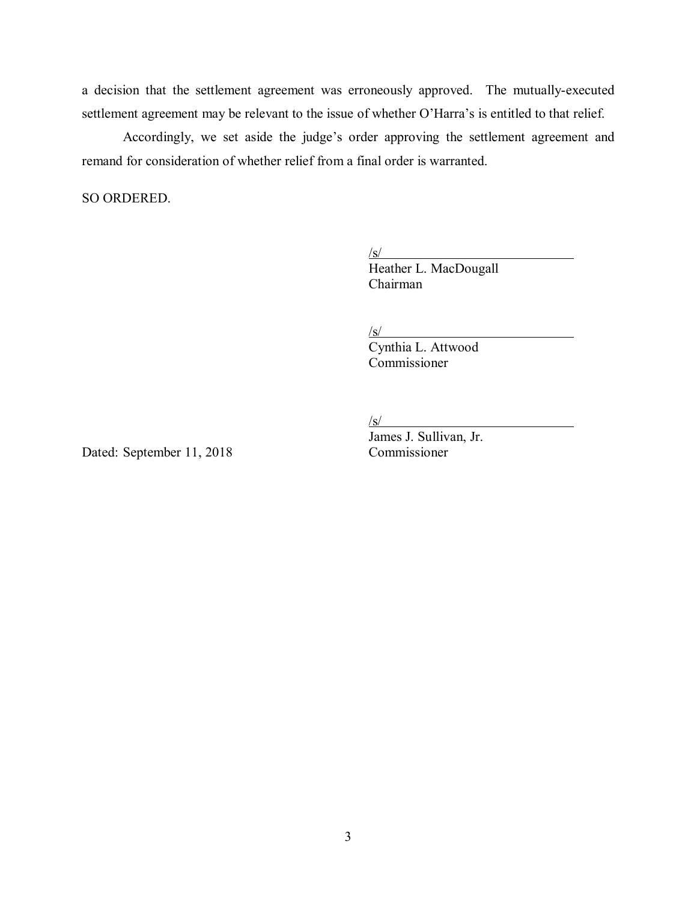a decision that the settlement agreement was erroneously approved. The mutually-executed settlement agreement may be relevant to the issue of whether O'Harra's is entitled to that relief.

Accordingly, we set aside the judge's order approving the settlement agreement and remand for consideration of whether relief from a final order is warranted.

SO ORDERED.

/s/
Heather L. MacDougall
Chairman

/s/
Cynthia L. Attwood
Commissioner

/s/
James J. Sullivan, Jr.
Commissioner

Dated: September 11, 2018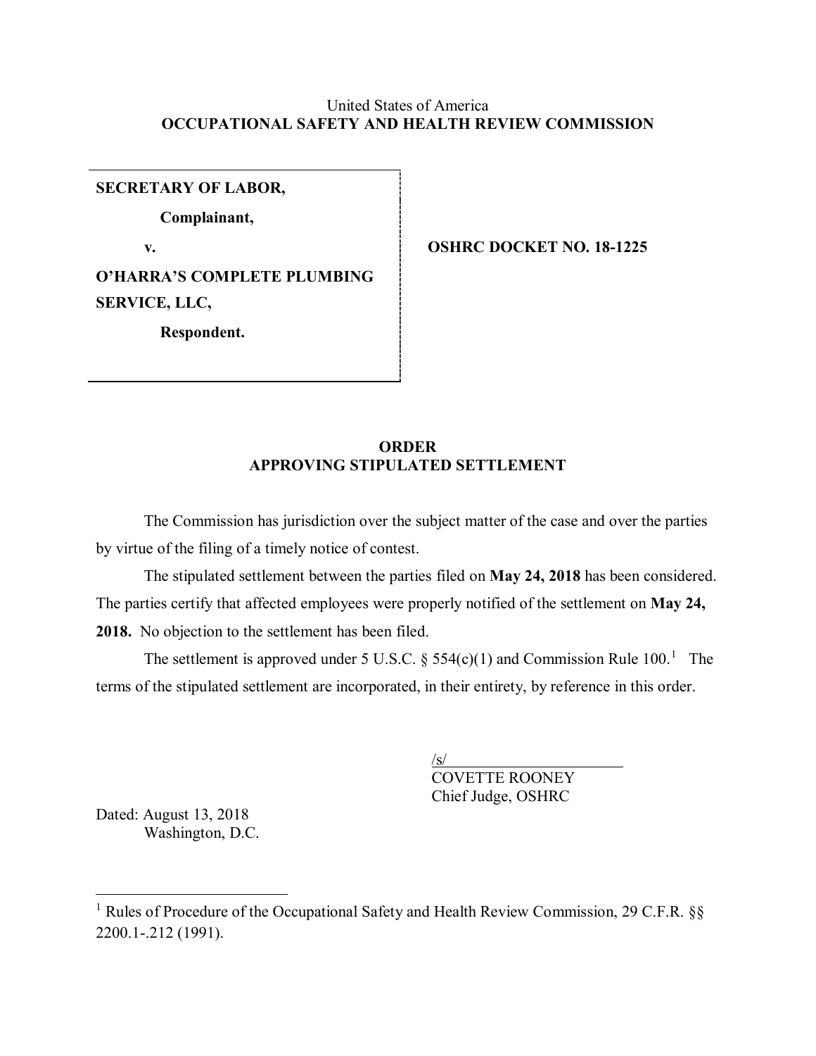United States of America
**OCCUPATIONAL SAFETY AND HEALTH REVIEW COMMISSION**

| | |
|---|---|
| **SECRETARY OF LABOR,**<br><br>**Complainant,**<br><br>**v.**<br><br>**O'HARRA'S COMPLETE PLUMBING SERVICE, LLC,**<br><br>**Respondent.** | **OSHRC DOCKET NO. 18-1225** |

## ORDER
## APPROVING STIPULATED SETTLEMENT

The Commission has jurisdiction over the subject matter of the case and over the parties by virtue of the filing of a timely notice of contest.

The stipulated settlement between the parties filed on **May 24, 2018** has been considered. The parties certify that affected employees were properly notified of the settlement on **May 24, 2018.** No objection to the settlement has been filed.

The settlement is approved under 5 U.S.C. § 554(c)(1) and Commission Rule 100.[1] The terms of the stipulated settlement are incorporated, in their entirety, by reference in this order.

/s/
COVETTE ROONEY
Chief Judge, OSHRC

Dated: August 13, 2018
Washington, D.C.

---

[1] Rules of Procedure of the Occupational Safety and Health Review Commission, 29 C.F.R. §§ 2200.1-.212 (1991).